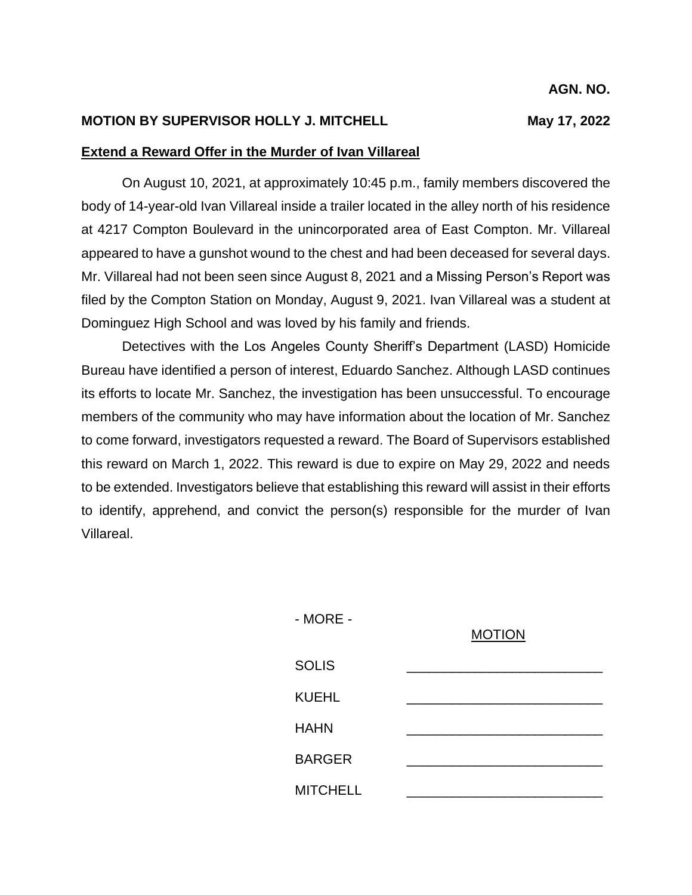**AGN. NO.**

**MOTION BY SUPERVISOR HOLLY J. MITCHELL** **May 17, 2022**

**Extend a Reward Offer in the Murder of Ivan Villareal**

On August 10, 2021, at approximately 10:45 p.m., family members discovered the body of 14-year-old Ivan Villareal inside a trailer located in the alley north of his residence at 4217 Compton Boulevard in the unincorporated area of East Compton. Mr. Villareal appeared to have a gunshot wound to the chest and had been deceased for several days. Mr. Villareal had not been seen since August 8, 2021 and a Missing Person's Report was filed by the Compton Station on Monday, August 9, 2021. Ivan Villareal was a student at Dominguez High School and was loved by his family and friends.

Detectives with the Los Angeles County Sheriff's Department (LASD) Homicide Bureau have identified a person of interest, Eduardo Sanchez. Although LASD continues its efforts to locate Mr. Sanchez, the investigation has been unsuccessful. To encourage members of the community who may have information about the location of Mr. Sanchez to come forward, investigators requested a reward. The Board of Supervisors established this reward on March 1, 2022. This reward is due to expire on May 29, 2022 and needs to be extended. Investigators believe that establishing this reward will assist in their efforts to identify, apprehend, and convict the person(s) responsible for the murder of Ivan Villareal.

- MORE -

| | MOTION |
|---|---|
| SOLIS | ____________________ |
| KUEHL | ____________________ |
| HAHN | ____________________ |
| BARGER | ____________________ |
| MITCHELL | ____________________ |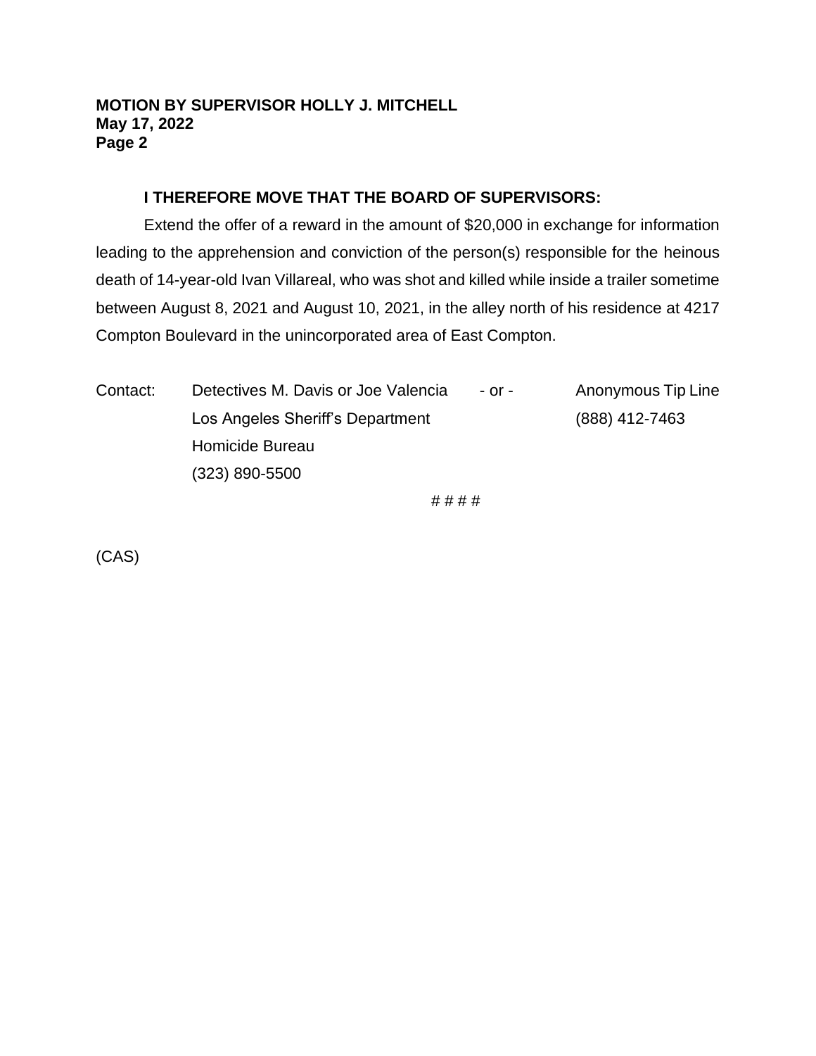**I THEREFORE MOVE THAT THE BOARD OF SUPERVISORS:**

Extend the offer of a reward in the amount of $20,000 in exchange for information leading to the apprehension and conviction of the person(s) responsible for the heinous death of 14-year-old Ivan Villareal, who was shot and killed while inside a trailer sometime between August 8, 2021 and August 10, 2021, in the alley north of his residence at 4217 Compton Boulevard in the unincorporated area of East Compton.

| | | | |
|---|---|---|---|
| Contact: | Detectives M. Davis or Joe Valencia | - or - | Anonymous Tip Line |
| | Los Angeles Sheriff's Department | | (888) 412-7463 |
| | Homicide Bureau | | |
| | (323) 890-5500 | | |

# # # #

(CAS)